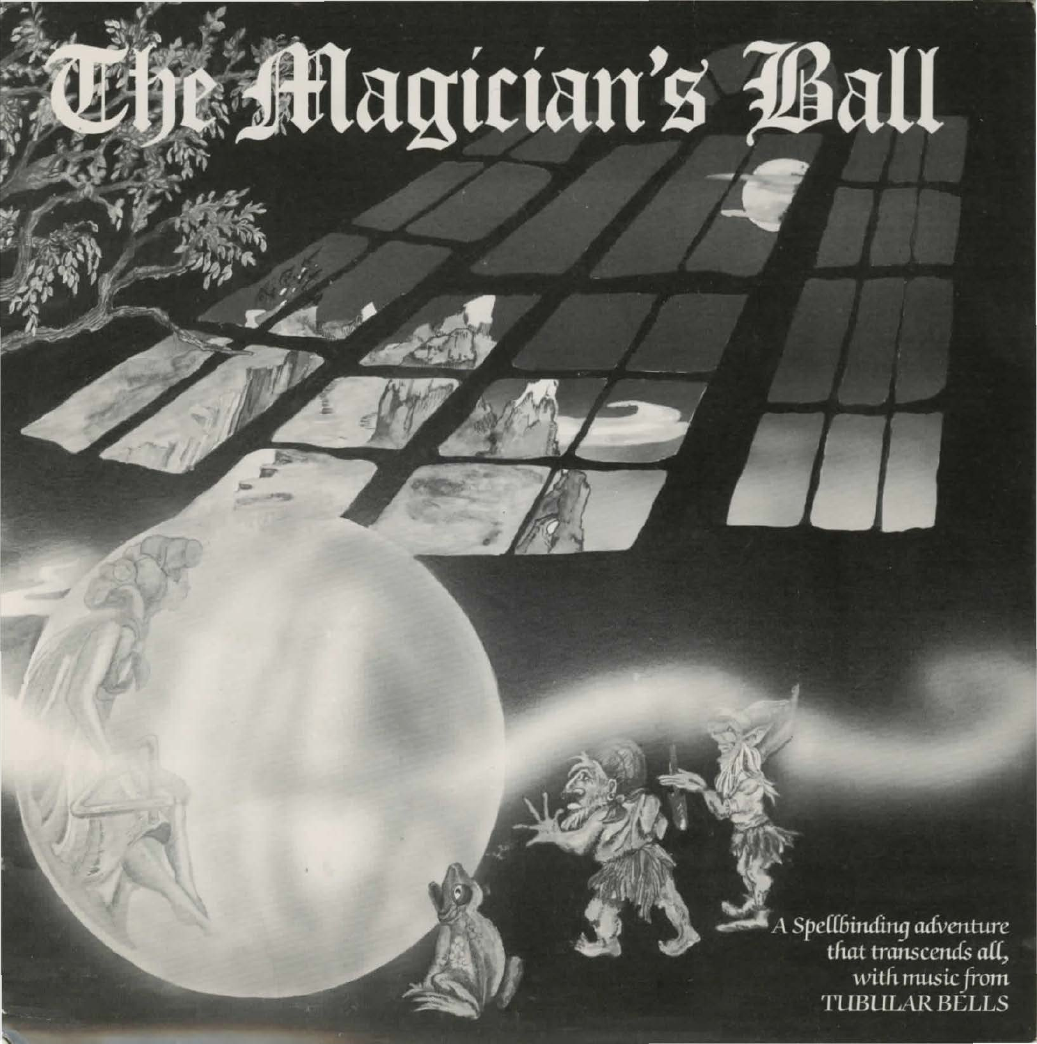# The Magician's Ball

*A Spellbinding adventure that transcends all, with music from TUBULAR BELLS*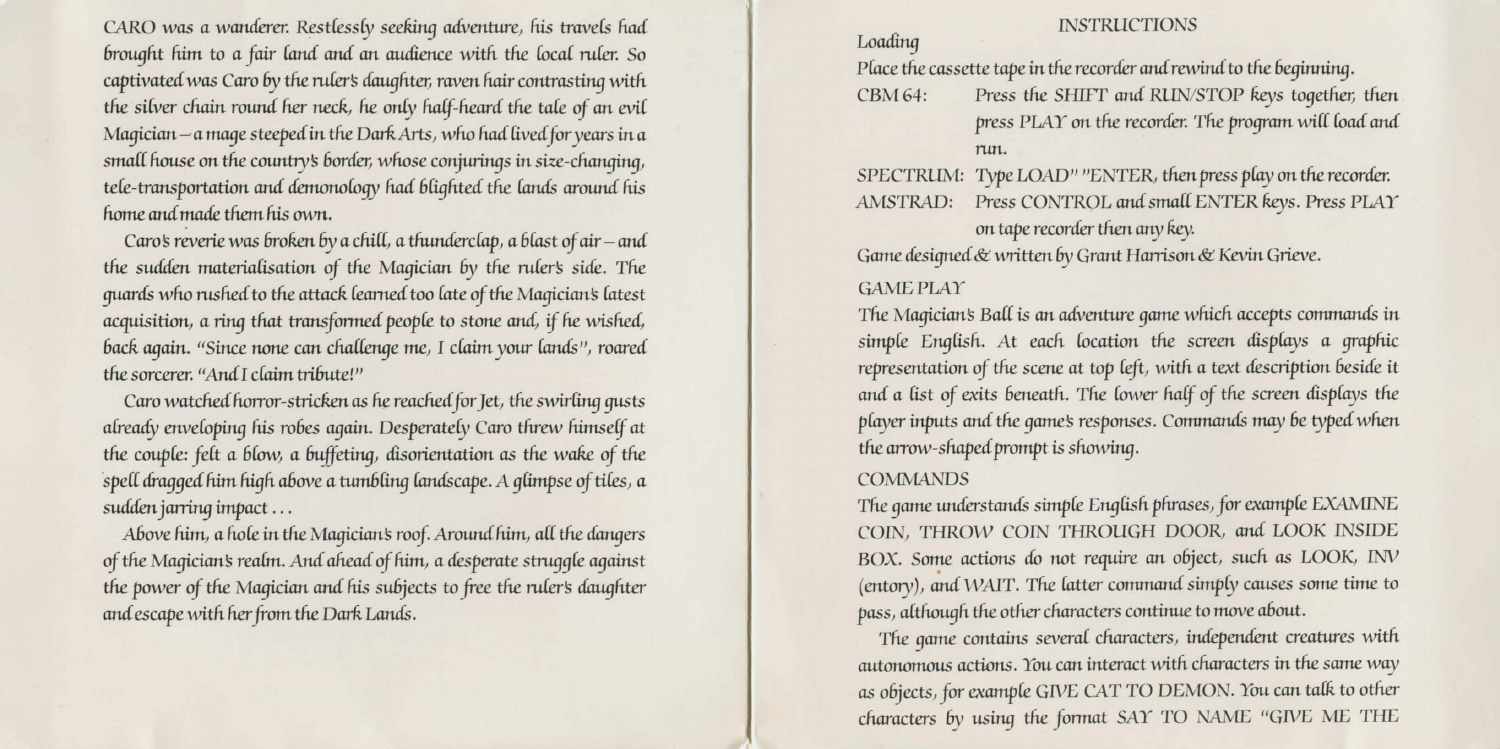CARO was a wanderer. Restlessly seeking adventure, his travels had brought him to a fair land and an audience with the local ruler. So captivated was Caro by the ruler's daughter, raven hair contrasting with the silver chain round her neck, he only half-heard the tale of an evil Magician – a mage steeped in the Dark Arts, who had lived for years in a small house on the country's border, whose conjurings in size-changing, tele-transportation and demonology had blighted the lands around his home and made them his own.

Caro's reverie was broken by a chill, a thunderclap, a blast of air – and the sudden materialisation of the Magician by the ruler's side. The guards who rushed to the attack learned too late of the Magician's latest acquisition, a ring that transformed people to stone and, if he wished, back again. "Since none can challenge me, I claim your lands", roared the sorcerer. "And I claim tribute!"

Caro watched horror-stricken as he reached for Jet, the swirling gusts already enveloping his robes again. Desperately Caro threw himself at the couple: felt a blow, a buffeting, disorientation as the wake of the spell dragged him high above a tumbling landscape. A glimpse of tiles, a sudden jarring impact . . .

Above him, a hole in the Magician's roof. Around him, all the dangers of the Magician's realm. And ahead of him, a desperate struggle against the power of the Magician and his subjects to free the ruler's daughter and escape with her from the Dark Lands.

# INSTRUCTIONS

## Loading

Place the cassette tape in the recorder and rewind to the beginning.

- CBM 64: Press the SHIFT and RUN/STOP keys together, then press PLAY on the recorder. The program will load and run.
- SPECTRUM: Type LOAD" "ENTER, then press play on the recorder.
- AMSTRAD: Press CONTROL and small ENTER keys. Press PLAY on tape recorder then any key.

Game designed & written by Grant Harrison & Kevin Grieve.

## GAME PLAY

The Magician's Ball is an adventure game which accepts commands in simple English. At each location the screen displays a graphic representation of the scene at top left, with a text description beside it and a list of exits beneath. The lower half of the screen displays the player inputs and the game's responses. Commands may be typed when the arrow-shaped prompt is showing.

## COMMANDS

The game understands simple English phrases, for example EXAMINE COIN, THROW COIN THROUGH DOOR, and LOOK INSIDE BOX. Some actions do not require an object, such as LOOK, INV (entory), and WAIT. The latter command simply causes some time to pass, although the other characters continue to move about.

The game contains several characters, independent creatures with autonomous actions. You can interact with characters in the same way as objects, for example GIVE CAT TO DEMON. You can talk to other characters by using the format SAY TO NAME "GIVE ME THE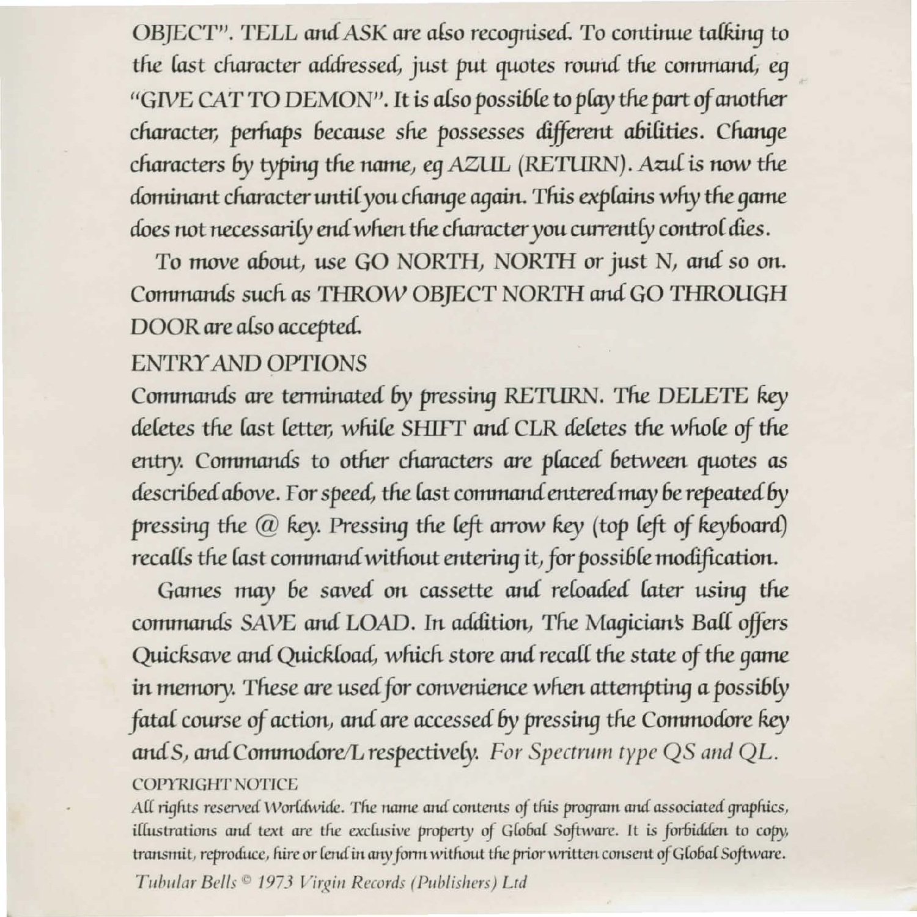OBJECT". TELL and ASK are also recognised. To continue talking to the last character addressed, just put quotes round the command, eg "GIVE CAT TO DEMON". It is also possible to play the part of another character, perhaps because she possesses different abilities. Change characters by typing the name, eg AZUL (RETURN). Azul is now the dominant character until you change again. This explains why the game does not necessarily end when the character you currently control dies.

To move about, use GO NORTH, NORTH or just N, and so on. Commands such as THROW OBJECT NORTH and GO THROUGH DOOR are also accepted.

## ENTRY AND OPTIONS

Commands are terminated by pressing RETURN. The DELETE key deletes the last letter, while SHIFT and CLR deletes the whole of the entry. Commands to other characters are placed between quotes as described above. For speed, the last command entered may be repeated by pressing the @ key. Pressing the left arrow key (top left of keyboard) recalls the last command without entering it, for possible modification.

Games may be saved on cassette and reloaded later using the commands SAVE and LOAD. In addition, The Magician's Ball offers Quicksave and Quickload, which store and recall the state of the game in memory. These are used for convenience when attempting a possibly fatal course of action, and are accessed by pressing the Commodore key and S, and Commodore/L respectively. *For Spectrum type QS and QL.*

### COPYRIGHT NOTICE

All rights reserved Worldwide. The name and contents of this program and associated graphics, illustrations and text are the exclusive property of Global Software. It is forbidden to copy, transmit, reproduce, hire or lend in any form without the prior written consent of Global Software.

*Tubular Bells © 1973 Virgin Records (Publishers) Ltd*